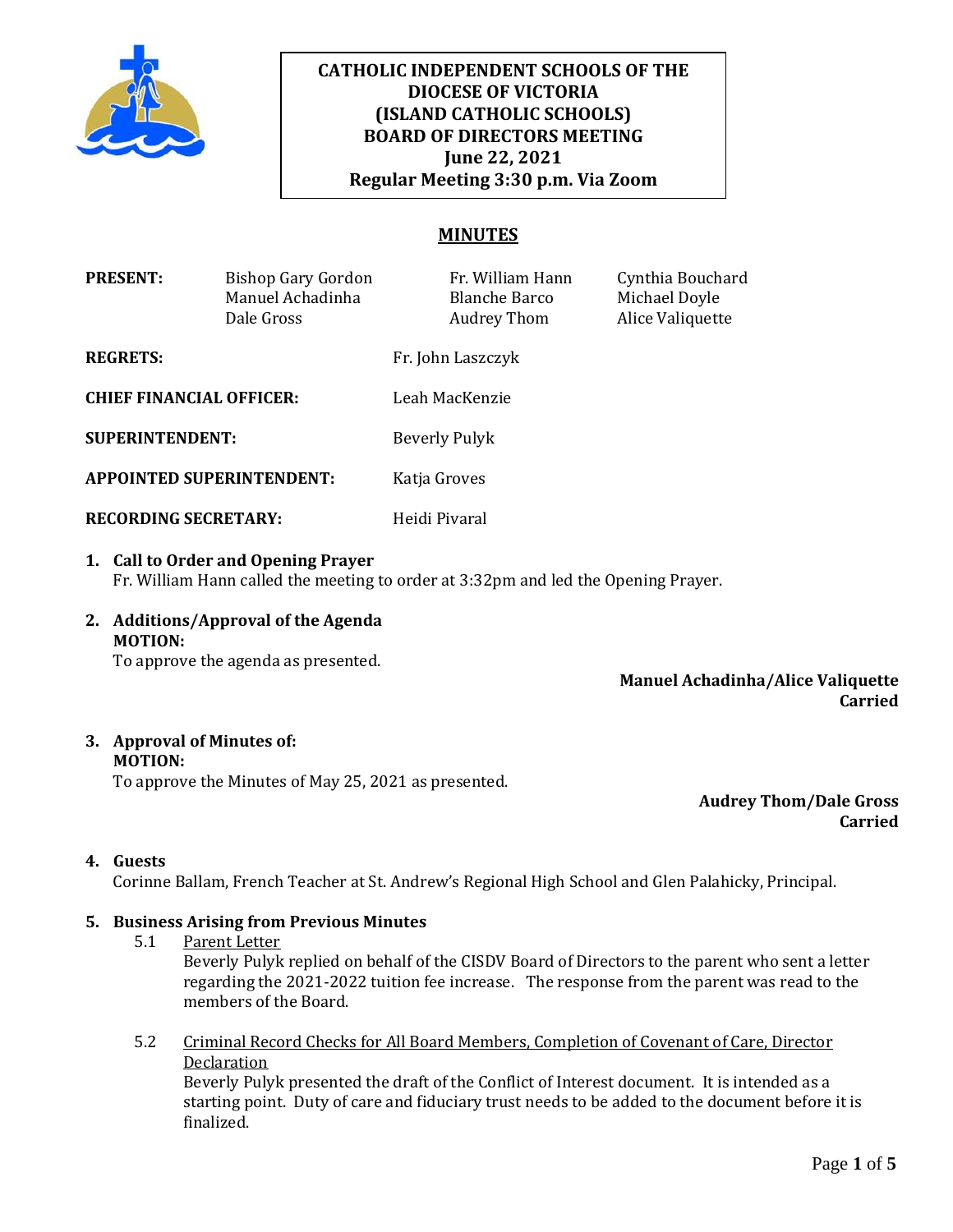**CATHOLIC INDEPENDENT SCHOOLS OF THE DIOCESE OF VICTORIA (ISLAND CATHOLIC SCHOOLS) BOARD OF DIRECTORS MEETING June 22, 2021 Regular Meeting 3:30 p.m. Via Zoom**

# MINUTES

| | | | |
|---|---|---|---|
| **PRESENT:** | Bishop Gary Gordon | Fr. William Hann | Cynthia Bouchard |
| | Manuel Achadinha | Blanche Barco | Michael Doyle |
| | Dale Gross | Audrey Thom | Alice Valiquette |

**REGRETS:** Fr. John Laszczyk

**CHIEF FINANCIAL OFFICER:** Leah MacKenzie

**SUPERINTENDENT:** Beverly Pulyk

**APPOINTED SUPERINTENDENT:** Katja Groves

**RECORDING SECRETARY:** Heidi Pivaral

1. **Call to Order and Opening Prayer**
   Fr. William Hann called the meeting to order at 3:32pm and led the Opening Prayer.

2. **Additions/Approval of the Agenda**
   **MOTION:**
   To approve the agenda as presented.

   **Manuel Achadinha/Alice Valiquette**
   **Carried**

3. **Approval of Minutes of:**
   **MOTION:**
   To approve the Minutes of May 25, 2021 as presented.

   **Audrey Thom/Dale Gross**
   **Carried**

4. **Guests**
   Corinne Ballam, French Teacher at St. Andrew's Regional High School and Glen Palahicky, Principal.

5. **Business Arising from Previous Minutes**
   5.1 Parent Letter
   Beverly Pulyk replied on behalf of the CISDV Board of Directors to the parent who sent a letter regarding the 2021-2022 tuition fee increase. The response from the parent was read to the members of the Board.

   5.2 Criminal Record Checks for All Board Members, Completion of Covenant of Care, Director Declaration
   Beverly Pulyk presented the draft of the Conflict of Interest document. It is intended as a starting point. Duty of care and fiduciary trust needs to be added to the document before it is finalized.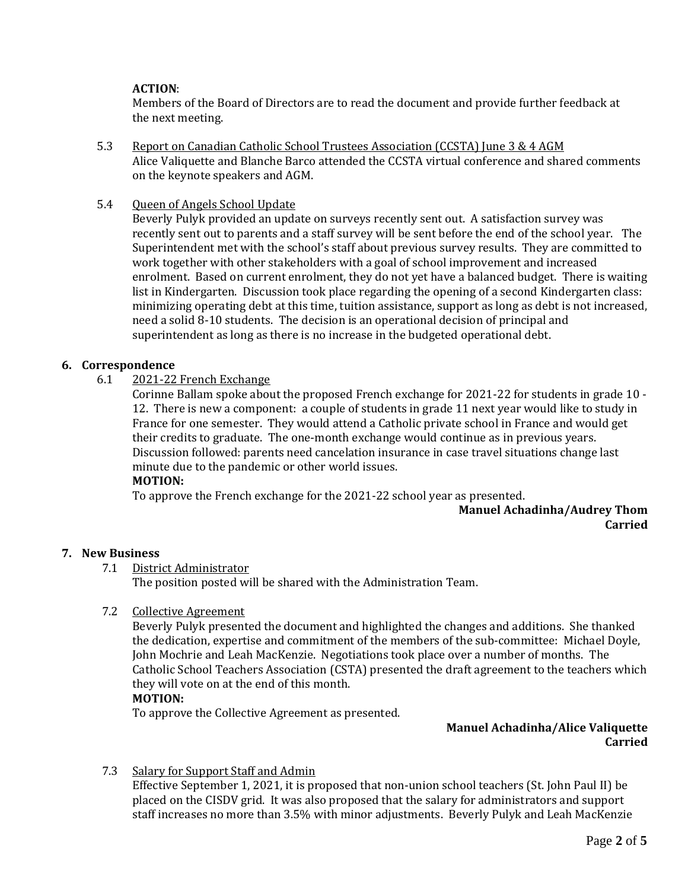**ACTION**:
Members of the Board of Directors are to read the document and provide further feedback at the next meeting.

5.3 Report on Canadian Catholic School Trustees Association (CCSTA) June 3 & 4 AGM
Alice Valiquette and Blanche Barco attended the CCSTA virtual conference and shared comments on the keynote speakers and AGM.

5.4 Queen of Angels School Update
Beverly Pulyk provided an update on surveys recently sent out. A satisfaction survey was recently sent out to parents and a staff survey will be sent before the end of the school year. The Superintendent met with the school's staff about previous survey results. They are committed to work together with other stakeholders with a goal of school improvement and increased enrolment. Based on current enrolment, they do not yet have a balanced budget. There is waiting list in Kindergarten. Discussion took place regarding the opening of a second Kindergarten class: minimizing operating debt at this time, tuition assistance, support as long as debt is not increased, need a solid 8-10 students. The decision is an operational decision of principal and superintendent as long as there is no increase in the budgeted operational debt.

## 6. Correspondence

6.1 2021-22 French Exchange
Corinne Ballam spoke about the proposed French exchange for 2021-22 for students in grade 10 - 12. There is new a component: a couple of students in grade 11 next year would like to study in France for one semester. They would attend a Catholic private school in France and would get their credits to graduate. The one-month exchange would continue as in previous years. Discussion followed: parents need cancelation insurance in case travel situations change last minute due to the pandemic or other world issues.
**MOTION:**
To approve the French exchange for the 2021-22 school year as presented.

**Manuel Achadinha/Audrey Thom**
**Carried**

## 7. New Business

7.1 District Administrator
The position posted will be shared with the Administration Team.

7.2 Collective Agreement
Beverly Pulyk presented the document and highlighted the changes and additions. She thanked the dedication, expertise and commitment of the members of the sub-committee: Michael Doyle, John Mochrie and Leah MacKenzie. Negotiations took place over a number of months. The Catholic School Teachers Association (CSTA) presented the draft agreement to the teachers which they will vote on at the end of this month.
**MOTION:**
To approve the Collective Agreement as presented.

**Manuel Achadinha/Alice Valiquette**
**Carried**

7.3 Salary for Support Staff and Admin
Effective September 1, 2021, it is proposed that non-union school teachers (St. John Paul II) be placed on the CISDV grid. It was also proposed that the salary for administrators and support staff increases no more than 3.5% with minor adjustments. Beverly Pulyk and Leah MacKenzie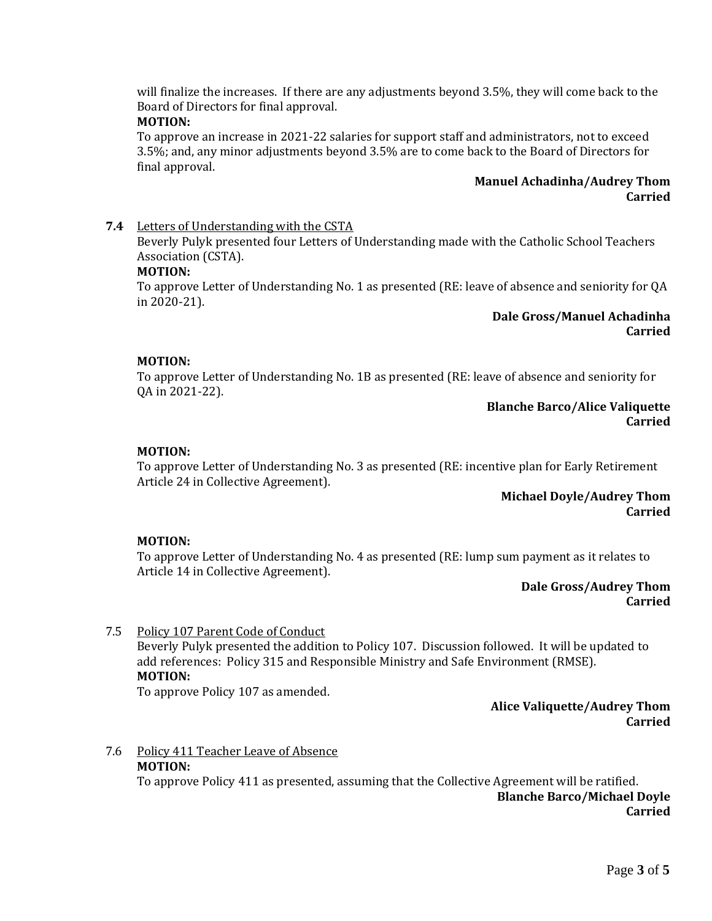will finalize the increases. If there are any adjustments beyond 3.5%, they will come back to the Board of Directors for final approval.

**MOTION:**

To approve an increase in 2021-22 salaries for support staff and administrators, not to exceed 3.5%; and, any minor adjustments beyond 3.5% are to come back to the Board of Directors for final approval.

**Manuel Achadinha/Audrey Thom**
**Carried**

**7.4** Letters of Understanding with the CSTA

Beverly Pulyk presented four Letters of Understanding made with the Catholic School Teachers Association (CSTA).

**MOTION:**

To approve Letter of Understanding No. 1 as presented (RE: leave of absence and seniority for QA in 2020-21).

**Dale Gross/Manuel Achadinha**
**Carried**

**MOTION:**

To approve Letter of Understanding No. 1B as presented (RE: leave of absence and seniority for QA in 2021-22).

**Blanche Barco/Alice Valiquette**
**Carried**

**MOTION:**

To approve Letter of Understanding No. 3 as presented (RE: incentive plan for Early Retirement Article 24 in Collective Agreement).

**Michael Doyle/Audrey Thom**
**Carried**

**MOTION:**

To approve Letter of Understanding No. 4 as presented (RE: lump sum payment as it relates to Article 14 in Collective Agreement).

**Dale Gross/Audrey Thom**
**Carried**

7.5 Policy 107 Parent Code of Conduct

Beverly Pulyk presented the addition to Policy 107. Discussion followed. It will be updated to add references: Policy 315 and Responsible Ministry and Safe Environment (RMSE).

**MOTION:**

To approve Policy 107 as amended.

**Alice Valiquette/Audrey Thom**
**Carried**

7.6 Policy 411 Teacher Leave of Absence

**MOTION:**

To approve Policy 411 as presented, assuming that the Collective Agreement will be ratified.

**Blanche Barco/Michael Doyle**
**Carried**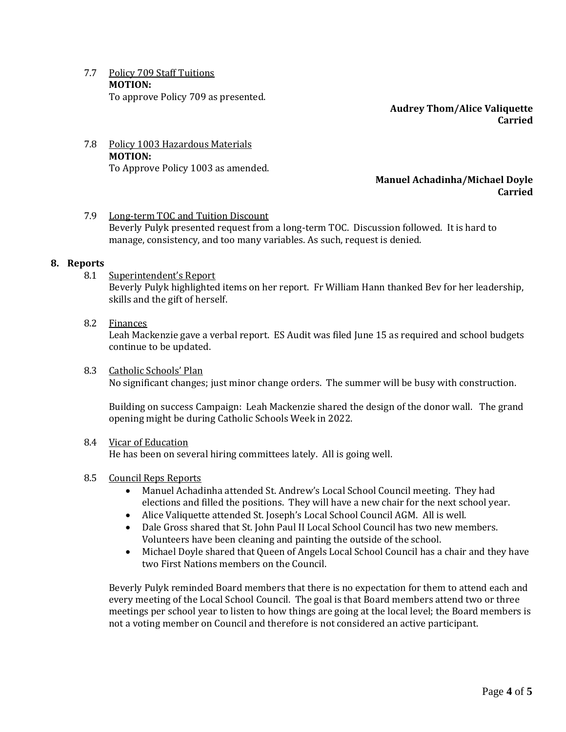7.7 Policy 709 Staff Tuitions

**MOTION:**

To approve Policy 709 as presented.

**Audrey Thom/Alice Valiquette**
**Carried**

7.8 Policy 1003 Hazardous Materials

**MOTION:**

To Approve Policy 1003 as amended.

**Manuel Achadinha/Michael Doyle**
**Carried**

7.9 Long-term TOC and Tuition Discount

Beverly Pulyk presented request from a long-term TOC. Discussion followed. It is hard to manage, consistency, and too many variables. As such, request is denied.

## 8. Reports

8.1 Superintendent's Report

Beverly Pulyk highlighted items on her report. Fr William Hann thanked Bev for her leadership, skills and the gift of herself.

8.2 Finances

Leah Mackenzie gave a verbal report. ES Audit was filed June 15 as required and school budgets continue to be updated.

8.3 Catholic Schools' Plan

No significant changes; just minor change orders. The summer will be busy with construction.

Building on success Campaign: Leah Mackenzie shared the design of the donor wall. The grand opening might be during Catholic Schools Week in 2022.

8.4 Vicar of Education

He has been on several hiring committees lately. All is going well.

8.5 Council Reps Reports

- Manuel Achadinha attended St. Andrew's Local School Council meeting. They had elections and filled the positions. They will have a new chair for the next school year.
- Alice Valiquette attended St. Joseph's Local School Council AGM. All is well.
- Dale Gross shared that St. John Paul II Local School Council has two new members. Volunteers have been cleaning and painting the outside of the school.
- Michael Doyle shared that Queen of Angels Local School Council has a chair and they have two First Nations members on the Council.

Beverly Pulyk reminded Board members that there is no expectation for them to attend each and every meeting of the Local School Council. The goal is that Board members attend two or three meetings per school year to listen to how things are going at the local level; the Board members is not a voting member on Council and therefore is not considered an active participant.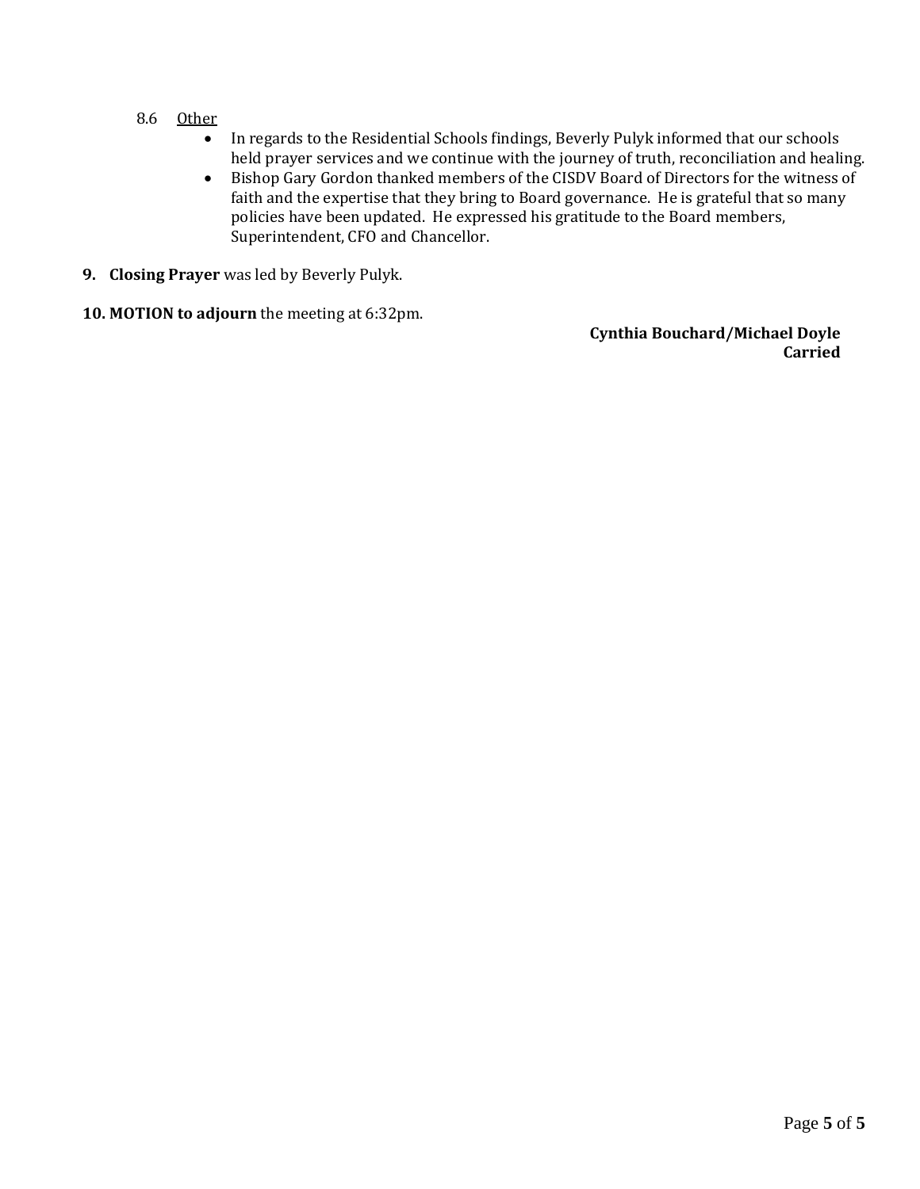8.6 <u>Other</u>

- In regards to the Residential Schools findings, Beverly Pulyk informed that our schools held prayer services and we continue with the journey of truth, reconciliation and healing.
- Bishop Gary Gordon thanked members of the CISDV Board of Directors for the witness of faith and the expertise that they bring to Board governance. He is grateful that so many policies have been updated. He expressed his gratitude to the Board members, Superintendent, CFO and Chancellor.

**9. Closing Prayer** was led by Beverly Pulyk.

**10. MOTION to adjourn** the meeting at 6:32pm.

**Cynthia Bouchard/Michael Doyle**
**Carried**